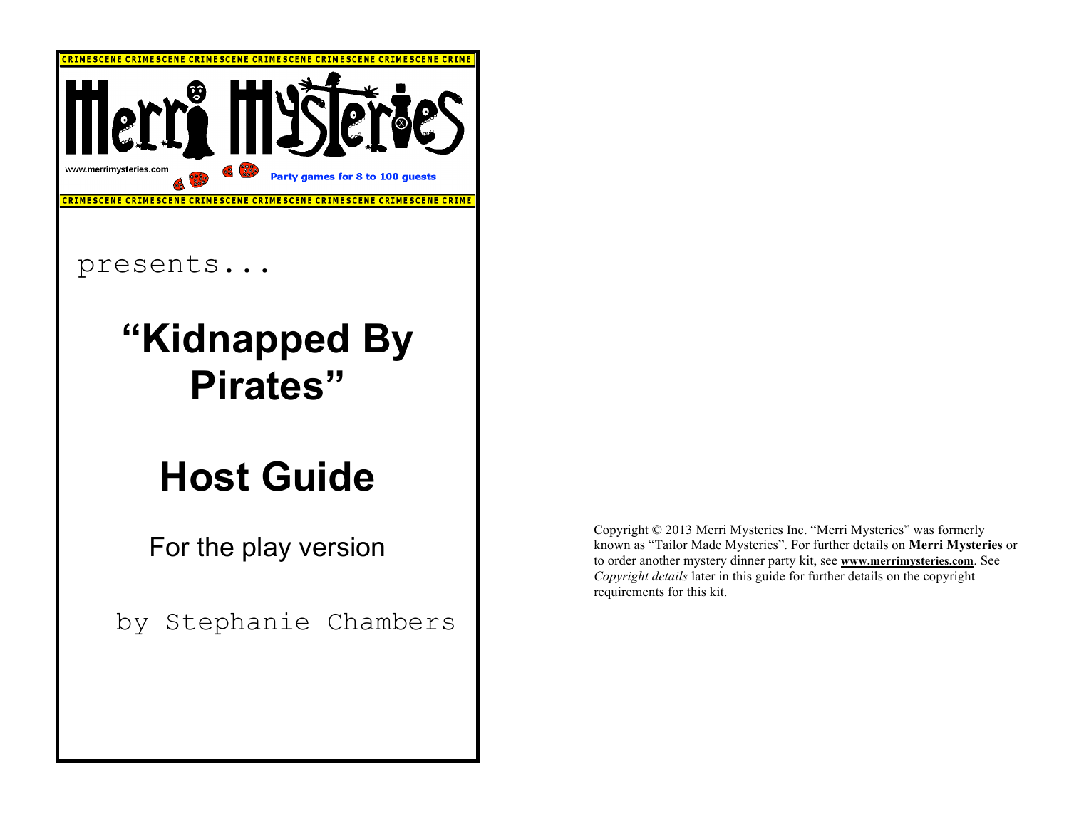CRIMESCENE CRIMESCENE CRIMESCENE CRIMESCENE CRIMESCENE CRIMESCENE CRIME

Merri Mysteries

www.merrimysteries.com

Party games for 8 to 100 guests

CRIMESCENE CRIMESCENE CRIMESCENE CRIMESCENE CRIMESCENE CRIMESCENE CRIME

presents...

# "Kidnapped By Pirates"

# Host Guide

For the play version

by Stephanie Chambers

Copyright © 2013 Merri Mysteries Inc. "Merri Mysteries" was formerly known as "Tailor Made Mysteries". For further details on **Merri Mysteries** or to order another mystery dinner party kit, see **www.merrimysteries.com**. See *Copyright details* later in this guide for further details on the copyright requirements for this kit.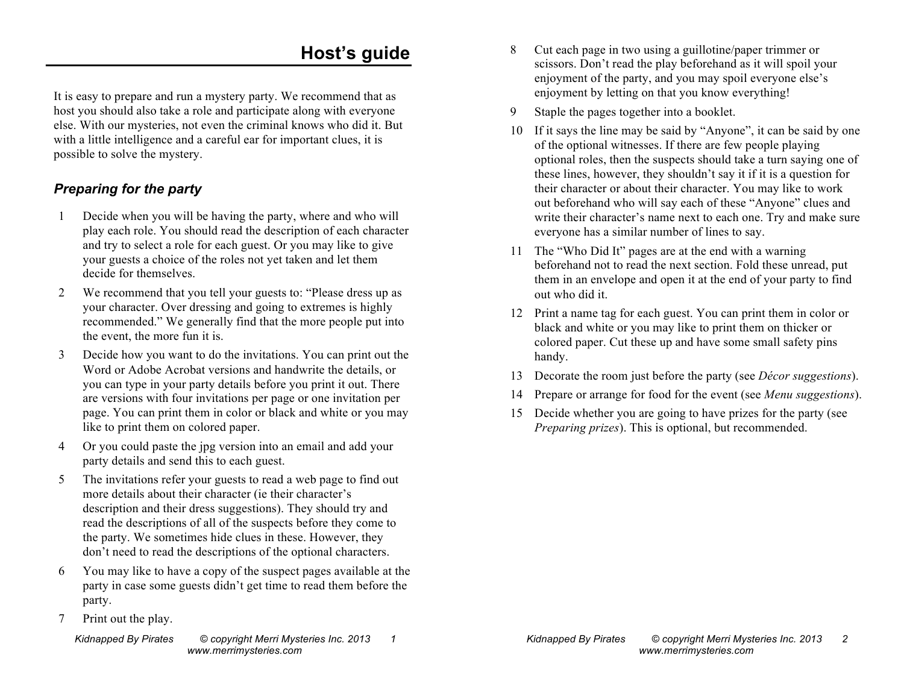# Host's guide

It is easy to prepare and run a mystery party. We recommend that as host you should also take a role and participate along with everyone else. With our mysteries, not even the criminal knows who did it. But with a little intelligence and a careful ear for important clues, it is possible to solve the mystery.

## *Preparing for the party*

1. Decide when you will be having the party, where and who will play each role. You should read the description of each character and try to select a role for each guest. Or you may like to give your guests a choice of the roles not yet taken and let them decide for themselves.
2. We recommend that you tell your guests to: "Please dress up as your character. Over dressing and going to extremes is highly recommended." We generally find that the more people put into the event, the more fun it is.
3. Decide how you want to do the invitations. You can print out the Word or Adobe Acrobat versions and handwrite the details, or you can type in your party details before you print it out. There are versions with four invitations per page or one invitation per page. You can print them in color or black and white or you may like to print them on colored paper.
4. Or you could paste the jpg version into an email and add your party details and send this to each guest.
5. The invitations refer your guests to read a web page to find out more details about their character (ie their character's description and their dress suggestions). They should try and read the descriptions of all of the suspects before they come to the party. We sometimes hide clues in these. However, they don't need to read the descriptions of the optional characters.
6. You may like to have a copy of the suspect pages available at the party in case some guests didn't get time to read them before the party.
7. Print out the play.
8. Cut each page in two using a guillotine/paper trimmer or scissors. Don't read the play beforehand as it will spoil your enjoyment of the party, and you may spoil everyone else's enjoyment by letting on that you know everything!
9. Staple the pages together into a booklet.
10. If it says the line may be said by "Anyone", it can be said by one of the optional witnesses. If there are few people playing optional roles, then the suspects should take a turn saying one of these lines, however, they shouldn't say it if it is a question for their character or about their character. You may like to work out beforehand who will say each of these "Anyone" clues and write their character's name next to each one. Try and make sure everyone has a similar number of lines to say.
11. The "Who Did It" pages are at the end with a warning beforehand not to read the next section. Fold these unread, put them in an envelope and open it at the end of your party to find out who did it.
12. Print a name tag for each guest. You can print them in color or black and white or you may like to print them on thicker or colored paper. Cut these up and have some small safety pins handy.
13. Decorate the room just before the party (see *Décor suggestions*).
14. Prepare or arrange for food for the event (see *Menu suggestions*).
15. Decide whether you are going to have prizes for the party (see *Preparing prizes*). This is optional, but recommended.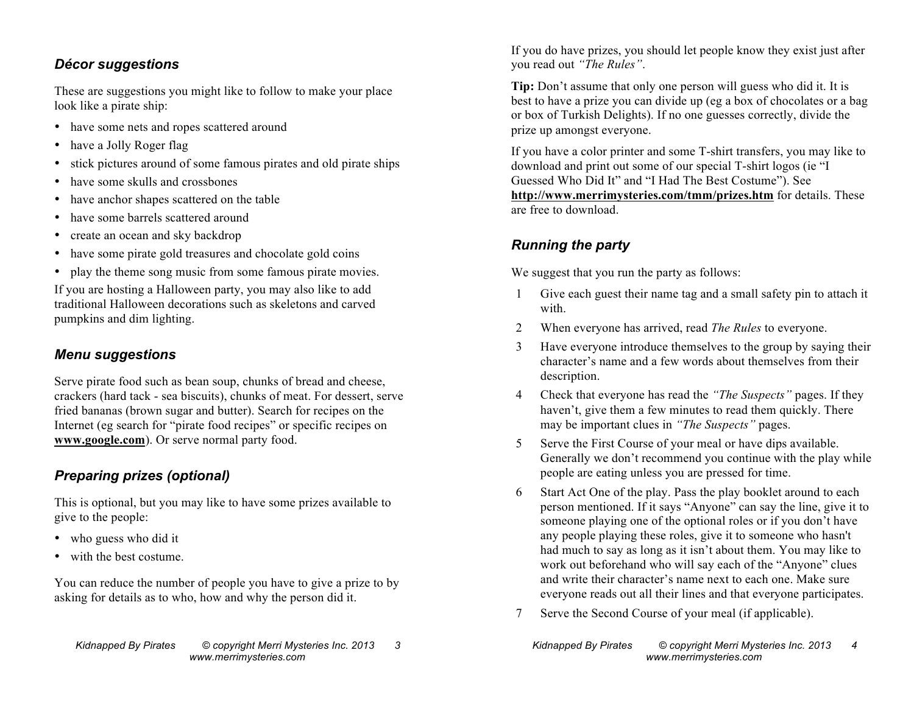### *Décor suggestions*

These are suggestions you might like to follow to make your place look like a pirate ship:

- have some nets and ropes scattered around
- have a Jolly Roger flag
- stick pictures around of some famous pirates and old pirate ships
- have some skulls and crossbones
- have anchor shapes scattered on the table
- have some barrels scattered around
- create an ocean and sky backdrop
- have some pirate gold treasures and chocolate gold coins
- play the theme song music from some famous pirate movies.

If you are hosting a Halloween party, you may also like to add traditional Halloween decorations such as skeletons and carved pumpkins and dim lighting.

### *Menu suggestions*

Serve pirate food such as bean soup, chunks of bread and cheese, crackers (hard tack - sea biscuits), chunks of meat. For dessert, serve fried bananas (brown sugar and butter). Search for recipes on the Internet (eg search for "pirate food recipes" or specific recipes on **www.google.com**). Or serve normal party food.

### *Preparing prizes (optional)*

This is optional, but you may like to have some prizes available to give to the people:

- who guess who did it
- with the best costume.

You can reduce the number of people you have to give a prize to by asking for details as to who, how and why the person did it.

If you do have prizes, you should let people know they exist just after you read out *"The Rules"*.

**Tip:** Don't assume that only one person will guess who did it. It is best to have a prize you can divide up (eg a box of chocolates or a bag or box of Turkish Delights). If no one guesses correctly, divide the prize up amongst everyone.

If you have a color printer and some T-shirt transfers, you may like to download and print out some of our special T-shirt logos (ie "I Guessed Who Did It" and "I Had The Best Costume"). See **http://www.merrimysteries.com/tmm/prizes.htm** for details. These are free to download.

### *Running the party*

We suggest that you run the party as follows:

1. Give each guest their name tag and a small safety pin to attach it with.
2. When everyone has arrived, read *The Rules* to everyone.
3. Have everyone introduce themselves to the group by saying their character's name and a few words about themselves from their description.
4. Check that everyone has read the *"The Suspects"* pages. If they haven't, give them a few minutes to read them quickly. There may be important clues in *"The Suspects"* pages.
5. Serve the First Course of your meal or have dips available. Generally we don't recommend you continue with the play while people are eating unless you are pressed for time.
6. Start Act One of the play. Pass the play booklet around to each person mentioned. If it says "Anyone" can say the line, give it to someone playing one of the optional roles or if you don't have any people playing these roles, give it to someone who hasn't had much to say as long as it isn't about them. You may like to work out beforehand who will say each of the "Anyone" clues and write their character's name next to each one. Make sure everyone reads out all their lines and that everyone participates.
7. Serve the Second Course of your meal (if applicable).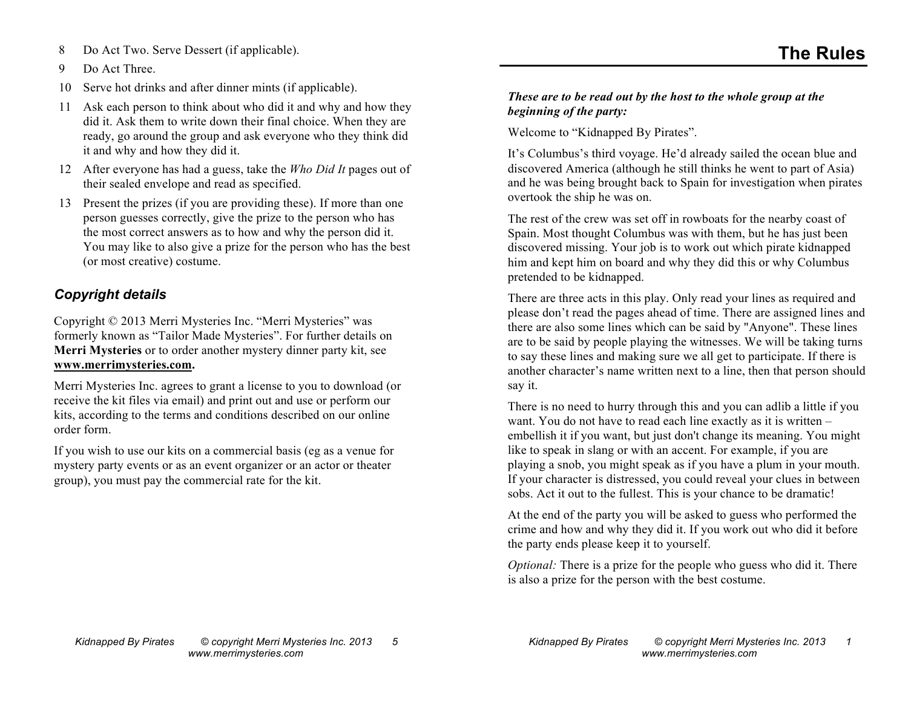8. Do Act Two. Serve Dessert (if applicable).
9. Do Act Three.
10. Serve hot drinks and after dinner mints (if applicable).
11. Ask each person to think about who did it and why and how they did it. Ask them to write down their final choice. When they are ready, go around the group and ask everyone who they think did it and why and how they did it.
12. After everyone has had a guess, take the *Who Did It* pages out of their sealed envelope and read as specified.
13. Present the prizes (if you are providing these). If more than one person guesses correctly, give the prize to the person who has the most correct answers as to how and why the person did it. You may like to also give a prize for the person who has the best (or most creative) costume.

### Copyright details

Copyright © 2013 Merri Mysteries Inc. "Merri Mysteries" was formerly known as "Tailor Made Mysteries". For further details on **Merri Mysteries** or to order another mystery dinner party kit, see **www.merrimysteries.com.**

Merri Mysteries Inc. agrees to grant a license to you to download (or receive the kit files via email) and print out and use or perform our kits, according to the terms and conditions described on our online order form.

If you wish to use our kits on a commercial basis (eg as a venue for mystery party events or as an event organizer or an actor or theater group), you must pay the commercial rate for the kit.

# The Rules

***These are to be read out by the host to the whole group at the beginning of the party:***

Welcome to "Kidnapped By Pirates".

It's Columbus's third voyage. He'd already sailed the ocean blue and discovered America (although he still thinks he went to part of Asia) and he was being brought back to Spain for investigation when pirates overtook the ship he was on.

The rest of the crew was set off in rowboats for the nearby coast of Spain. Most thought Columbus was with them, but he has just been discovered missing. Your job is to work out which pirate kidnapped him and kept him on board and why they did this or why Columbus pretended to be kidnapped.

There are three acts in this play. Only read your lines as required and please don't read the pages ahead of time. There are assigned lines and there are also some lines which can be said by "Anyone". These lines are to be said by people playing the witnesses. We will be taking turns to say these lines and making sure we all get to participate. If there is another character's name written next to a line, then that person should say it.

There is no need to hurry through this and you can adlib a little if you want. You do not have to read each line exactly as it is written – embellish it if you want, but just don't change its meaning. You might like to speak in slang or with an accent. For example, if you are playing a snob, you might speak as if you have a plum in your mouth. If your character is distressed, you could reveal your clues in between sobs. Act it out to the fullest. This is your chance to be dramatic!

At the end of the party you will be asked to guess who performed the crime and how and why they did it. If you work out who did it before the party ends please keep it to yourself.

*Optional:* There is a prize for the people who guess who did it. There is also a prize for the person with the best costume.